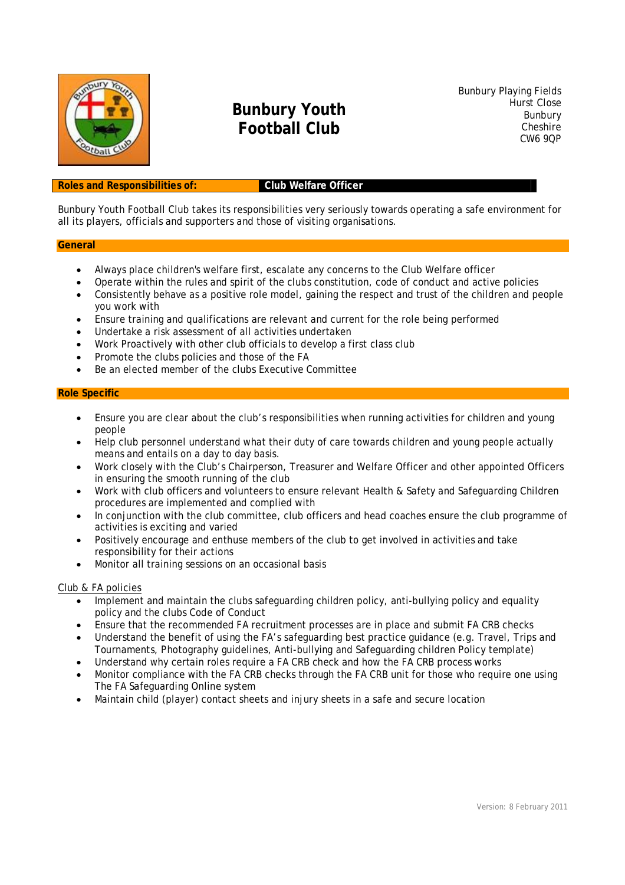# Bunbury Youth Football Club

Bunbury Playing Fields
Hurst Close
Bunbury
Cheshire
CW6 9QP

**Roles and Responsibilities of:** **Club Welfare Officer**

Bunbury Youth Football Club takes its responsibilities very seriously towards operating a safe environment for all its players, officials and supporters and those of visiting organisations.

## General

- Always place children's welfare first, escalate any concerns to the Club Welfare officer
- Operate within the rules and spirit of the clubs constitution, code of conduct and active policies
- Consistently behave as a positive role model, gaining the respect and trust of the children and people you work with
- Ensure training and qualifications are relevant and current for the role being performed
- Undertake a risk assessment of all activities undertaken
- Work Proactively with other club officials to develop a first class club
- Promote the clubs policies and those of the FA
- Be an elected member of the clubs Executive Committee

## Role Specific

- Ensure you are clear about the club's responsibilities when running activities for children and young people
- Help club personnel understand what their duty of care towards children and young people actually means and entails on a day to day basis.
- Work closely with the Club's Chairperson, Treasurer and Welfare Officer and other appointed Officers in ensuring the smooth running of the club
- Work with club officers and volunteers to ensure relevant Health & Safety and Safeguarding Children procedures are implemented and complied with
- In conjunction with the club committee, club officers and head coaches ensure the club programme of activities is exciting and varied
- Positively encourage and enthuse members of the club to get involved in activities and take responsibility for their actions
- Monitor all training sessions on an occasional basis

<u>Club & FA policies</u>

- Implement and maintain the clubs safeguarding children policy, anti-bullying policy and equality policy and the clubs Code of Conduct
- Ensure that the recommended FA recruitment processes are in place and submit FA CRB checks
- Understand the benefit of using the FA's safeguarding best practice guidance (e.g. Travel, Trips and Tournaments, Photography guidelines, Anti-bullying and Safeguarding children Policy template)
- Understand why certain roles require a FA CRB check and how the FA CRB process works
- Monitor compliance with the FA CRB checks through the FA CRB unit for those who require one using The FA Safeguarding Online system
- Maintain child (player) contact sheets and injury sheets in a safe and secure location

Version: 8 February 2011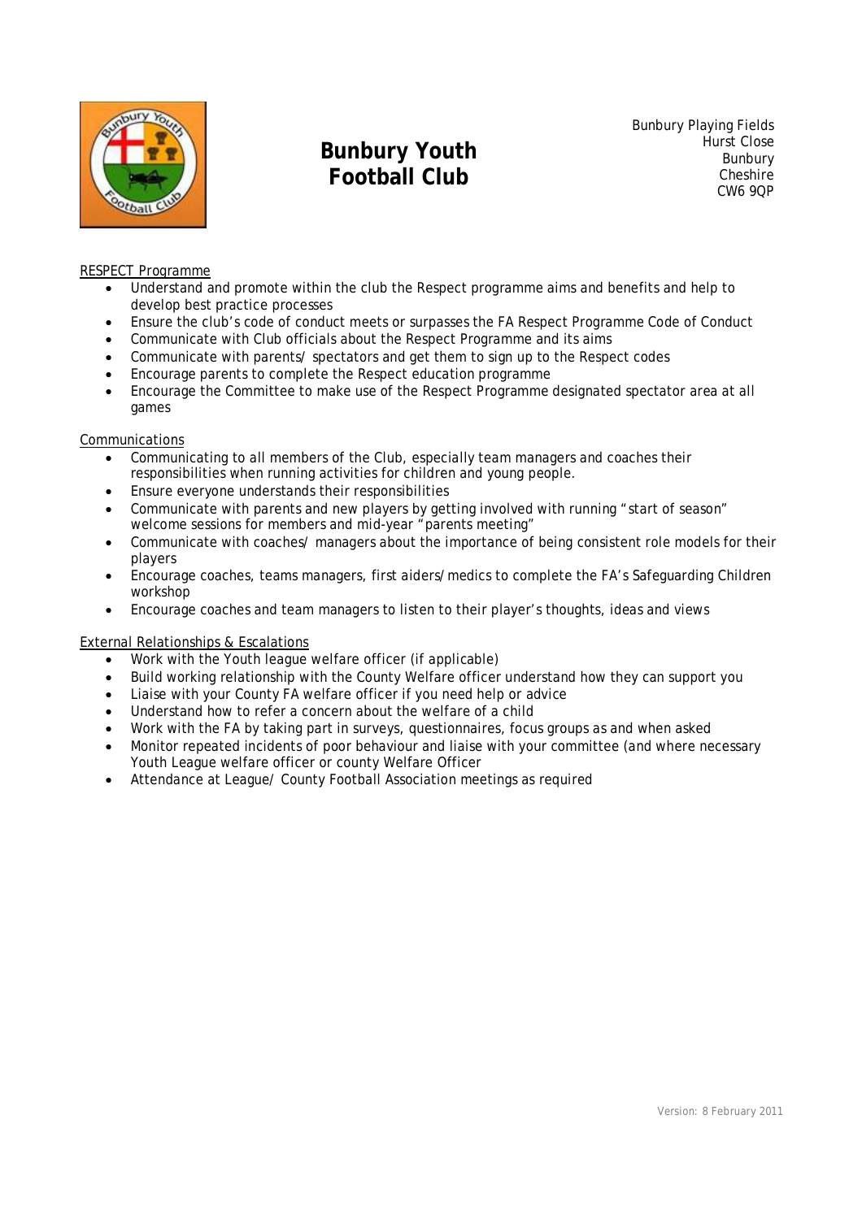# Bunbury Youth Football Club

Bunbury Playing Fields
Hurst Close
Bunbury
Cheshire
CW6 9QP

RESPECT Programme

- Understand and promote within the club the Respect programme aims and benefits and help to develop best practice processes
- Ensure the club's code of conduct meets or surpasses the FA Respect Programme Code of Conduct
- Communicate with Club officials about the Respect Programme and its aims
- Communicate with parents/ spectators and get them to sign up to the Respect codes
- Encourage parents to complete the Respect education programme
- Encourage the Committee to make use of the Respect Programme designated spectator area at all games

Communications

- Communicating to all members of the Club, especially team managers and coaches their responsibilities when running activities for children and young people.
- Ensure everyone understands their responsibilities
- Communicate with parents and new players by getting involved with running "start of season" welcome sessions for members and mid-year "parents meeting"
- Communicate with coaches/ managers about the importance of being consistent role models for their players
- Encourage coaches, teams managers, first aiders/medics to complete the FA's Safeguarding Children workshop
- Encourage coaches and team managers to listen to their player's thoughts, ideas and views

External Relationships & Escalations

- Work with the Youth league welfare officer (if applicable)
- Build working relationship with the County Welfare officer understand how they can support you
- Liaise with your County FA welfare officer if you need help or advice
- Understand how to refer a concern about the welfare of a child
- Work with the FA by taking part in surveys, questionnaires, focus groups as and when asked
- Monitor repeated incidents of poor behaviour and liaise with your committee (and where necessary Youth League welfare officer or county Welfare Officer
- Attendance at League/ County Football Association meetings as required

Version: 8 February 2011